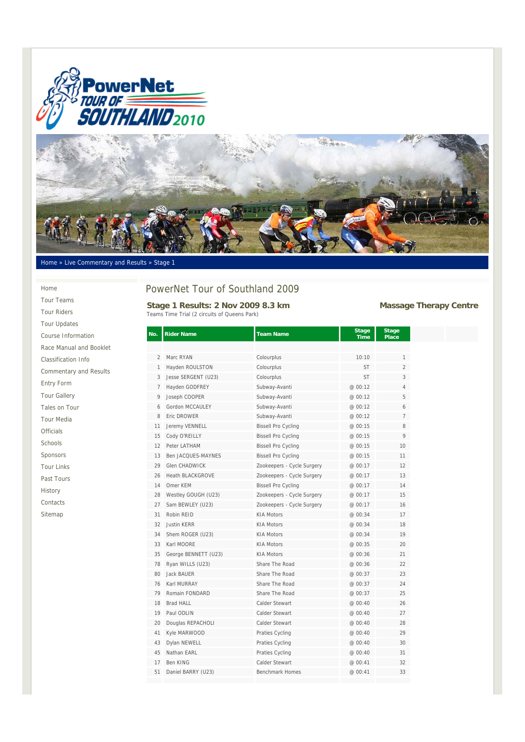Home » Live Commentary and Results » Stage 1

- Home
- Tour Teams
- Tour Riders
- Tour Updates
- Course Information
- Race Manual and Booklet
- Classification Info
- Commentary and Results
- Entry Form
- Tour Gallery
- Tales on Tour
- Tour Media
- Officials
- Schools
- Sponsors
- Tour Links
- Past Tours
- History
- Contacts
- Sitemap

# PowerNet Tour of Southland 2009

## Stage 1 Results: 2 Nov 2009 8.3 km

**Massage Therapy Centre**

Teams Time Trial (2 circuits of Queens Park)

| No. | Rider Name | Team Name | Stage Time | Stage Place |
|---|---|---|---|---|
| 2 | Marc RYAN | Colourplus | 10:10 | 1 |
| 1 | Hayden ROULSTON | Colourplus | ST | 2 |
| 3 | Jesse SERGENT (U23) | Colourplus | ST | 3 |
| 7 | Hayden GODFREY | Subway-Avanti | @ 00:12 | 4 |
| 9 | Joseph COOPER | Subway-Avanti | @ 00:12 | 5 |
| 6 | Gordon MCCAULEY | Subway-Avanti | @ 00:12 | 6 |
| 8 | Eric DROWER | Subway-Avanti | @ 00:12 | 7 |
| 11 | Jeremy VENNELL | Bissell Pro Cycling | @ 00:15 | 8 |
| 15 | Cody O'REILLY | Bissell Pro Cycling | @ 00:15 | 9 |
| 12 | Peter LATHAM | Bissell Pro Cycling | @ 00:15 | 10 |
| 13 | Ben JACQUES-MAYNES | Bissell Pro Cycling | @ 00:15 | 11 |
| 29 | Glen CHADWICK | Zookeepers - Cycle Surgery | @ 00:17 | 12 |
| 26 | Heath BLACKGROVE | Zookeepers - Cycle Surgery | @ 00:17 | 13 |
| 14 | Omer KEM | Bissell Pro Cycling | @ 00:17 | 14 |
| 28 | Westley GOUGH (U23) | Zookeepers - Cycle Surgery | @ 00:17 | 15 |
| 27 | Sam BEWLEY (U23) | Zookeepers - Cycle Surgery | @ 00:17 | 16 |
| 31 | Robin REID | KIA Motors | @ 00:34 | 17 |
| 32 | Justin KERR | KIA Motors | @ 00:34 | 18 |
| 34 | Shem ROGER (U23) | KIA Motors | @ 00:34 | 19 |
| 33 | Karl MOORE | KIA Motors | @ 00:35 | 20 |
| 35 | George BENNETT (U23) | KIA Motors | @ 00:36 | 21 |
| 78 | Ryan WILLS (U23) | Share The Road | @ 00:36 | 22 |
| 80 | Jack BAUER | Share The Road | @ 00:37 | 23 |
| 76 | Karl MURRAY | Share The Road | @ 00:37 | 24 |
| 79 | Romain FONDARD | Share The Road | @ 00:37 | 25 |
| 18 | Brad HALL | Calder Stewart | @ 00:40 | 26 |
| 19 | Paul ODLIN | Calder Stewart | @ 00:40 | 27 |
| 20 | Douglas REPACHOLI | Calder Stewart | @ 00:40 | 28 |
| 41 | Kyle MARWOOD | Praties Cycling | @ 00:40 | 29 |
| 43 | Dylan NEWELL | Praties Cycling | @ 00:40 | 30 |
| 45 | Nathan EARL | Praties Cycling | @ 00:40 | 31 |
| 17 | Ben KING | Calder Stewart | @ 00:41 | 32 |
| 51 | Daniel BARRY (U23) | Benchmark Homes | @ 00:41 | 33 |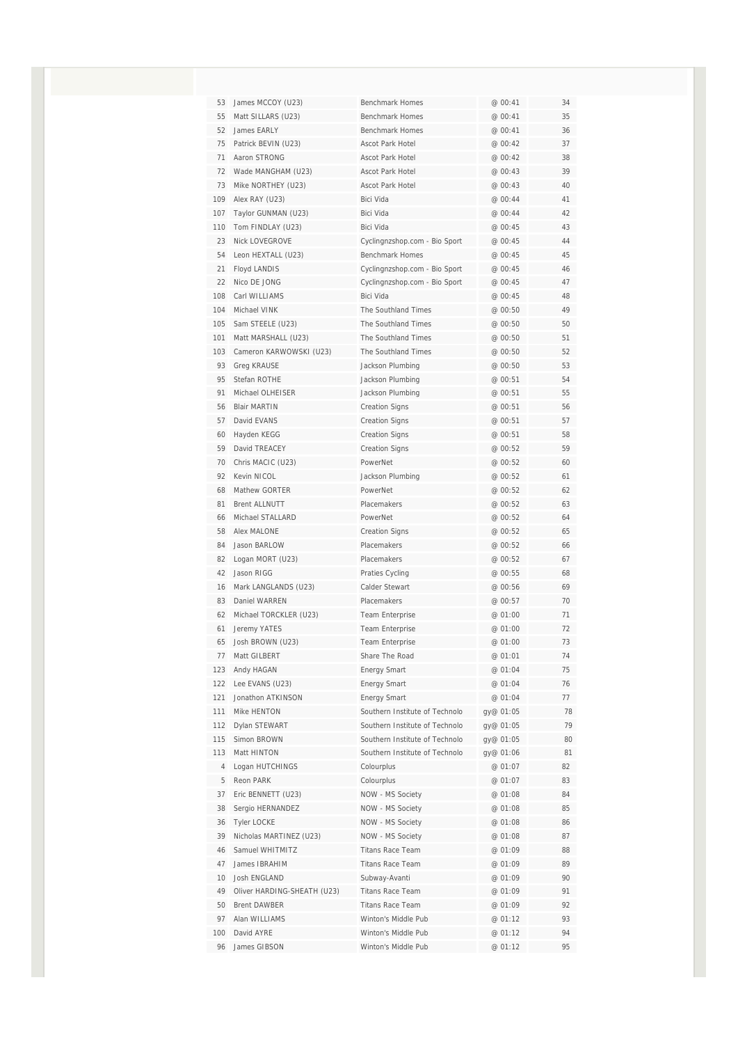| | | | | |
|---|---|---|---|---|
| 53 | James MCCOY (U23) | Benchmark Homes | @ 00:41 | 34 |
| 55 | Matt SILLARS (U23) | Benchmark Homes | @ 00:41 | 35 |
| 52 | James EARLY | Benchmark Homes | @ 00:41 | 36 |
| 75 | Patrick BEVIN (U23) | Ascot Park Hotel | @ 00:42 | 37 |
| 71 | Aaron STRONG | Ascot Park Hotel | @ 00:42 | 38 |
| 72 | Wade MANGHAM (U23) | Ascot Park Hotel | @ 00:43 | 39 |
| 73 | Mike NORTHEY (U23) | Ascot Park Hotel | @ 00:43 | 40 |
| 109 | Alex RAY (U23) | Bici Vida | @ 00:44 | 41 |
| 107 | Taylor GUNMAN (U23) | Bici Vida | @ 00:44 | 42 |
| 110 | Tom FINDLAY (U23) | Bici Vida | @ 00:45 | 43 |
| 23 | Nick LOVEGROVE | Cyclingnzshop.com - Bio Sport | @ 00:45 | 44 |
| 54 | Leon HEXTALL (U23) | Benchmark Homes | @ 00:45 | 45 |
| 21 | Floyd LANDIS | Cyclingnzshop.com - Bio Sport | @ 00:45 | 46 |
| 22 | Nico DE JONG | Cyclingnzshop.com - Bio Sport | @ 00:45 | 47 |
| 108 | Carl WILLIAMS | Bici Vida | @ 00:45 | 48 |
| 104 | Michael VINK | The Southland Times | @ 00:50 | 49 |
| 105 | Sam STEELE (U23) | The Southland Times | @ 00:50 | 50 |
| 101 | Matt MARSHALL (U23) | The Southland Times | @ 00:50 | 51 |
| 103 | Cameron KARWOWSKI (U23) | The Southland Times | @ 00:50 | 52 |
| 93 | Greg KRAUSE | Jackson Plumbing | @ 00:50 | 53 |
| 95 | Stefan ROTHE | Jackson Plumbing | @ 00:51 | 54 |
| 91 | Michael OLHEISER | Jackson Plumbing | @ 00:51 | 55 |
| 56 | Blair MARTIN | Creation Signs | @ 00:51 | 56 |
| 57 | David EVANS | Creation Signs | @ 00:51 | 57 |
| 60 | Hayden KEGG | Creation Signs | @ 00:51 | 58 |
| 59 | David TREACEY | Creation Signs | @ 00:52 | 59 |
| 70 | Chris MACIC (U23) | PowerNet | @ 00:52 | 60 |
| 92 | Kevin NICOL | Jackson Plumbing | @ 00:52 | 61 |
| 68 | Mathew GORTER | PowerNet | @ 00:52 | 62 |
| 81 | Brent ALLNUTT | Placemakers | @ 00:52 | 63 |
| 66 | Michael STALLARD | PowerNet | @ 00:52 | 64 |
| 58 | Alex MALONE | Creation Signs | @ 00:52 | 65 |
| 84 | Jason BARLOW | Placemakers | @ 00:52 | 66 |
| 82 | Logan MORT (U23) | Placemakers | @ 00:52 | 67 |
| 42 | Jason RIGG | Praties Cycling | @ 00:55 | 68 |
| 16 | Mark LANGLANDS (U23) | Calder Stewart | @ 00:56 | 69 |
| 83 | Daniel WARREN | Placemakers | @ 00:57 | 70 |
| 62 | Michael TORCKLER (U23) | Team Enterprise | @ 01:00 | 71 |
| 61 | Jeremy YATES | Team Enterprise | @ 01:00 | 72 |
| 65 | Josh BROWN (U23) | Team Enterprise | @ 01:00 | 73 |
| 77 | Matt GILBERT | Share The Road | @ 01:01 | 74 |
| 123 | Andy HAGAN | Energy Smart | @ 01:04 | 75 |
| 122 | Lee EVANS (U23) | Energy Smart | @ 01:04 | 76 |
| 121 | Jonathon ATKINSON | Energy Smart | @ 01:04 | 77 |
| 111 | Mike HENTON | Southern Institute of Technolo | gy@ 01:05 | 78 |
| 112 | Dylan STEWART | Southern Institute of Technolo | gy@ 01:05 | 79 |
| 115 | Simon BROWN | Southern Institute of Technolo | gy@ 01:05 | 80 |
| 113 | Matt HINTON | Southern Institute of Technolo | gy@ 01:06 | 81 |
| 4 | Logan HUTCHINGS | Colourplus | @ 01:07 | 82 |
| 5 | Reon PARK | Colourplus | @ 01:07 | 83 |
| 37 | Eric BENNETT (U23) | NOW - MS Society | @ 01:08 | 84 |
| 38 | Sergio HERNANDEZ | NOW - MS Society | @ 01:08 | 85 |
| 36 | Tyler LOCKE | NOW - MS Society | @ 01:08 | 86 |
| 39 | Nicholas MARTINEZ (U23) | NOW - MS Society | @ 01:08 | 87 |
| 46 | Samuel WHITMITZ | Titans Race Team | @ 01:09 | 88 |
| 47 | James IBRAHIM | Titans Race Team | @ 01:09 | 89 |
| 10 | Josh ENGLAND | Subway-Avanti | @ 01:09 | 90 |
| 49 | Oliver HARDING-SHEATH (U23) | Titans Race Team | @ 01:09 | 91 |
| 50 | Brent DAWBER | Titans Race Team | @ 01:09 | 92 |
| 97 | Alan WILLIAMS | Winton's Middle Pub | @ 01:12 | 93 |
| 100 | David AYRE | Winton's Middle Pub | @ 01:12 | 94 |
| 96 | James GIBSON | Winton's Middle Pub | @ 01:12 | 95 |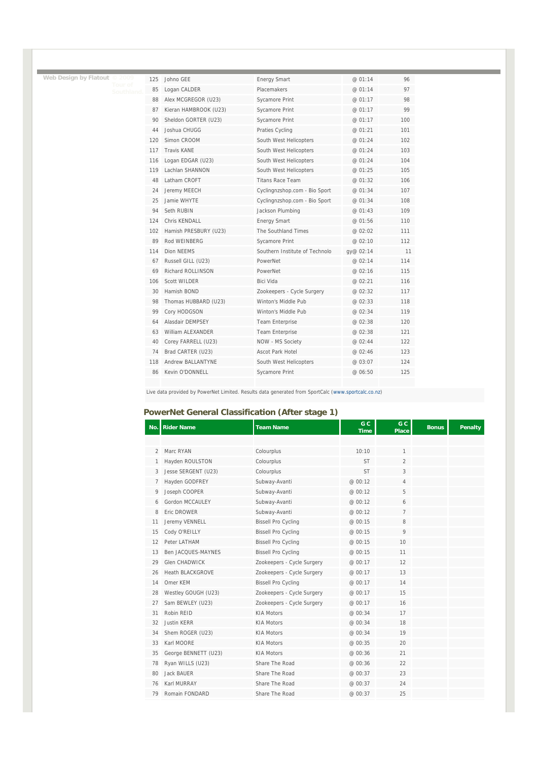Web Design by Flatout © 2009 Tour of Southland

| | | | | | |
|---|---|---|---|---|---|
| 125 | Johno GEE | Energy Smart | @ 01:14 | 96 | |
| 85 | Logan CALDER | Placemakers | @ 01:14 | 97 | |
| 88 | Alex MCGREGOR (U23) | Sycamore Print | @ 01:17 | 98 | |
| 87 | Kieran HAMBROOK (U23) | Sycamore Print | @ 01:17 | 99 | |
| 90 | Sheldon GORTER (U23) | Sycamore Print | @ 01:17 | 100 | |
| 44 | Joshua CHUGG | Praties Cycling | @ 01:21 | 101 | |
| 120 | Simon CROOM | South West Helicopters | @ 01:24 | 102 | |
| 117 | Travis KANE | South West Helicopters | @ 01:24 | 103 | |
| 116 | Logan EDGAR (U23) | South West Helicopters | @ 01:24 | 104 | |
| 119 | Lachlan SHANNON | South West Helicopters | @ 01:25 | 105 | |
| 48 | Latham CROFT | Titans Race Team | @ 01:32 | 106 | |
| 24 | Jeremy MEECH | Cyclingnzshop.com - Bio Sport | @ 01:34 | 107 | |
| 25 | Jamie WHYTE | Cyclingnzshop.com - Bio Sport | @ 01:34 | 108 | |
| 94 | Seth RUBIN | Jackson Plumbing | @ 01:43 | 109 | |
| 124 | Chris KENDALL | Energy Smart | @ 01:56 | 110 | |
| 102 | Hamish PRESBURY (U23) | The Southland Times | @ 02:02 | 111 | |
| 89 | Rod WEINBERG | Sycamore Print | @ 02:10 | 112 | |
| 114 | Dion NEEMS | Southern Institute of Technolo | gy@ 02:14 | 11 | |
| 67 | Russell GILL (U23) | PowerNet | @ 02:14 | 114 | |
| 69 | Richard ROLLINSON | PowerNet | @ 02:16 | 115 | |
| 106 | Scott WILDER | Bici Vida | @ 02:21 | 116 | |
| 30 | Hamish BOND | Zookeepers - Cycle Surgery | @ 02:32 | 117 | |
| 98 | Thomas HUBBARD (U23) | Winton's Middle Pub | @ 02:33 | 118 | |
| 99 | Cory HODGSON | Winton's Middle Pub | @ 02:34 | 119 | |
| 64 | Alasdair DEMPSEY | Team Enterprise | @ 02:38 | 120 | |
| 63 | William ALEXANDER | Team Enterprise | @ 02:38 | 121 | |
| 40 | Corey FARRELL (U23) | NOW - MS Society | @ 02:44 | 122 | |
| 74 | Brad CARTER (U23) | Ascot Park Hotel | @ 02:46 | 123 | |
| 118 | Andrew BALLANTYNE | South West Helicopters | @ 03:07 | 124 | |
| 86 | Kevin O'DONNELL | Sycamore Print | @ 06:50 | 125 | |

Live data provided by PowerNet Limited. Results data generated from SportCalc (www.sportcalc.co.nz)

## PowerNet General Classification (After stage 1)

| No. | Rider Name | Team Name | G C Time | G C Place | Bonus | Penalty |
|---|---|---|---|---|---|---|
| 2 | Marc RYAN | Colourplus | 10:10 | 1 | | |
| 1 | Hayden ROULSTON | Colourplus | ST | 2 | | |
| 3 | Jesse SERGENT (U23) | Colourplus | ST | 3 | | |
| 7 | Hayden GODFREY | Subway-Avanti | @ 00:12 | 4 | | |
| 9 | Joseph COOPER | Subway-Avanti | @ 00:12 | 5 | | |
| 6 | Gordon MCCAULEY | Subway-Avanti | @ 00:12 | 6 | | |
| 8 | Eric DROWER | Subway-Avanti | @ 00:12 | 7 | | |
| 11 | Jeremy VENNELL | Bissell Pro Cycling | @ 00:15 | 8 | | |
| 15 | Cody O'REILLY | Bissell Pro Cycling | @ 00:15 | 9 | | |
| 12 | Peter LATHAM | Bissell Pro Cycling | @ 00:15 | 10 | | |
| 13 | Ben JACQUES-MAYNES | Bissell Pro Cycling | @ 00:15 | 11 | | |
| 29 | Glen CHADWICK | Zookeepers - Cycle Surgery | @ 00:17 | 12 | | |
| 26 | Heath BLACKGROVE | Zookeepers - Cycle Surgery | @ 00:17 | 13 | | |
| 14 | Omer KEM | Bissell Pro Cycling | @ 00:17 | 14 | | |
| 28 | Westley GOUGH (U23) | Zookeepers - Cycle Surgery | @ 00:17 | 15 | | |
| 27 | Sam BEWLEY (U23) | Zookeepers - Cycle Surgery | @ 00:17 | 16 | | |
| 31 | Robin REID | KIA Motors | @ 00:34 | 17 | | |
| 32 | Justin KERR | KIA Motors | @ 00:34 | 18 | | |
| 34 | Shem ROGER (U23) | KIA Motors | @ 00:34 | 19 | | |
| 33 | Karl MOORE | KIA Motors | @ 00:35 | 20 | | |
| 35 | George BENNETT (U23) | KIA Motors | @ 00:36 | 21 | | |
| 78 | Ryan WILLS (U23) | Share The Road | @ 00:36 | 22 | | |
| 80 | Jack BAUER | Share The Road | @ 00:37 | 23 | | |
| 76 | Karl MURRAY | Share The Road | @ 00:37 | 24 | | |
| 79 | Romain FONDARD | Share The Road | @ 00:37 | 25 | | |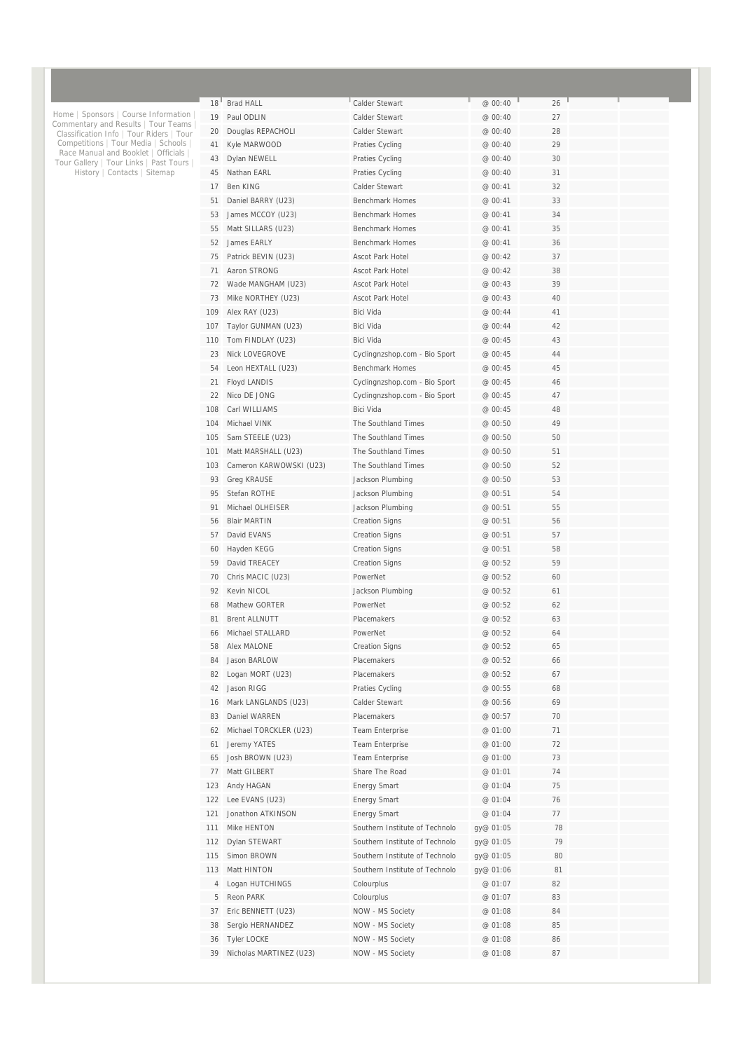Home | Sponsors | Course Information | Commentary and Results | Tour Teams | Classification Info | Tour Riders | Tour Competitions | Tour Media | Schools | Race Manual and Booklet | Officials | Tour Gallery | Tour Links | Past Tours | History | Contacts | Sitemap

| | | | | | | |
|---|---|---|---|---|---|---|
| 18 | Brad HALL | Calder Stewart | @ 00:40 | 26 | | |
| 19 | Paul ODLIN | Calder Stewart | @ 00:40 | 27 | | |
| 20 | Douglas REPACHOLI | Calder Stewart | @ 00:40 | 28 | | |
| 41 | Kyle MARWOOD | Praties Cycling | @ 00:40 | 29 | | |
| 43 | Dylan NEWELL | Praties Cycling | @ 00:40 | 30 | | |
| 45 | Nathan EARL | Praties Cycling | @ 00:40 | 31 | | |
| 17 | Ben KING | Calder Stewart | @ 00:41 | 32 | | |
| 51 | Daniel BARRY (U23) | Benchmark Homes | @ 00:41 | 33 | | |
| 53 | James MCCOY (U23) | Benchmark Homes | @ 00:41 | 34 | | |
| 55 | Matt SILLARS (U23) | Benchmark Homes | @ 00:41 | 35 | | |
| 52 | James EARLY | Benchmark Homes | @ 00:41 | 36 | | |
| 75 | Patrick BEVIN (U23) | Ascot Park Hotel | @ 00:42 | 37 | | |
| 71 | Aaron STRONG | Ascot Park Hotel | @ 00:42 | 38 | | |
| 72 | Wade MANGHAM (U23) | Ascot Park Hotel | @ 00:43 | 39 | | |
| 73 | Mike NORTHEY (U23) | Ascot Park Hotel | @ 00:43 | 40 | | |
| 109 | Alex RAY (U23) | Bici Vida | @ 00:44 | 41 | | |
| 107 | Taylor GUNMAN (U23) | Bici Vida | @ 00:44 | 42 | | |
| 110 | Tom FINDLAY (U23) | Bici Vida | @ 00:45 | 43 | | |
| 23 | Nick LOVEGROVE | Cyclingnzshop.com - Bio Sport | @ 00:45 | 44 | | |
| 54 | Leon HEXTALL (U23) | Benchmark Homes | @ 00:45 | 45 | | |
| 21 | Floyd LANDIS | Cyclingnzshop.com - Bio Sport | @ 00:45 | 46 | | |
| 22 | Nico DE JONG | Cyclingnzshop.com - Bio Sport | @ 00:45 | 47 | | |
| 108 | Carl WILLIAMS | Bici Vida | @ 00:45 | 48 | | |
| 104 | Michael VINK | The Southland Times | @ 00:50 | 49 | | |
| 105 | Sam STEELE (U23) | The Southland Times | @ 00:50 | 50 | | |
| 101 | Matt MARSHALL (U23) | The Southland Times | @ 00:50 | 51 | | |
| 103 | Cameron KARWOWSKI (U23) | The Southland Times | @ 00:50 | 52 | | |
| 93 | Greg KRAUSE | Jackson Plumbing | @ 00:50 | 53 | | |
| 95 | Stefan ROTHE | Jackson Plumbing | @ 00:51 | 54 | | |
| 91 | Michael OLHEISER | Jackson Plumbing | @ 00:51 | 55 | | |
| 56 | Blair MARTIN | Creation Signs | @ 00:51 | 56 | | |
| 57 | David EVANS | Creation Signs | @ 00:51 | 57 | | |
| 60 | Hayden KEGG | Creation Signs | @ 00:51 | 58 | | |
| 59 | David TREACEY | Creation Signs | @ 00:52 | 59 | | |
| 70 | Chris MACIC (U23) | PowerNet | @ 00:52 | 60 | | |
| 92 | Kevin NICOL | Jackson Plumbing | @ 00:52 | 61 | | |
| 68 | Mathew GORTER | PowerNet | @ 00:52 | 62 | | |
| 81 | Brent ALLNUTT | Placemakers | @ 00:52 | 63 | | |
| 66 | Michael STALLARD | PowerNet | @ 00:52 | 64 | | |
| 58 | Alex MALONE | Creation Signs | @ 00:52 | 65 | | |
| 84 | Jason BARLOW | Placemakers | @ 00:52 | 66 | | |
| 82 | Logan MORT (U23) | Placemakers | @ 00:52 | 67 | | |
| 42 | Jason RIGG | Praties Cycling | @ 00:55 | 68 | | |
| 16 | Mark LANGLANDS (U23) | Calder Stewart | @ 00:56 | 69 | | |
| 83 | Daniel WARREN | Placemakers | @ 00:57 | 70 | | |
| 62 | Michael TORCKLER (U23) | Team Enterprise | @ 01:00 | 71 | | |
| 61 | Jeremy YATES | Team Enterprise | @ 01:00 | 72 | | |
| 65 | Josh BROWN (U23) | Team Enterprise | @ 01:00 | 73 | | |
| 77 | Matt GILBERT | Share The Road | @ 01:01 | 74 | | |
| 123 | Andy HAGAN | Energy Smart | @ 01:04 | 75 | | |
| 122 | Lee EVANS (U23) | Energy Smart | @ 01:04 | 76 | | |
| 121 | Jonathon ATKINSON | Energy Smart | @ 01:04 | 77 | | |
| 111 | Mike HENTON | Southern Institute of Technolo | gy@ 01:05 | 78 | | |
| 112 | Dylan STEWART | Southern Institute of Technolo | gy@ 01:05 | 79 | | |
| 115 | Simon BROWN | Southern Institute of Technolo | gy@ 01:05 | 80 | | |
| 113 | Matt HINTON | Southern Institute of Technolo | gy@ 01:06 | 81 | | |
| 4 | Logan HUTCHINGS | Colourplus | @ 01:07 | 82 | | |
| 5 | Reon PARK | Colourplus | @ 01:07 | 83 | | |
| 37 | Eric BENNETT (U23) | NOW - MS Society | @ 01:08 | 84 | | |
| 38 | Sergio HERNANDEZ | NOW - MS Society | @ 01:08 | 85 | | |
| 36 | Tyler LOCKE | NOW - MS Society | @ 01:08 | 86 | | |
| 39 | Nicholas MARTINEZ (U23) | NOW - MS Society | @ 01:08 | 87 | | |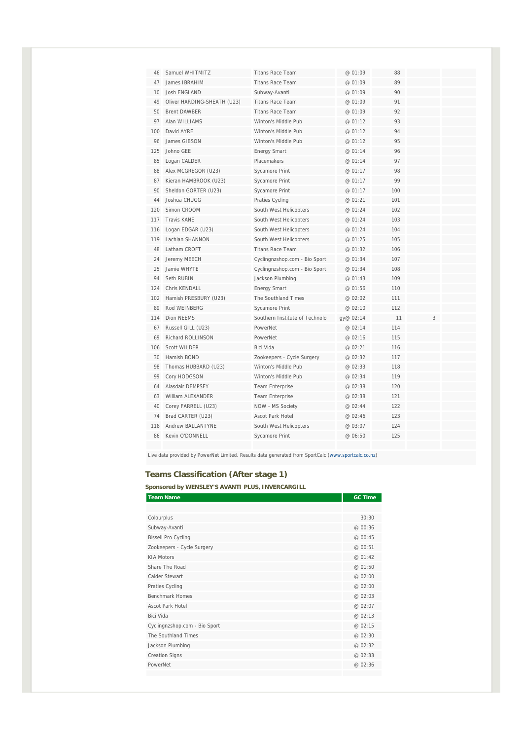| | | | | | | |
|---|---|---|---|---|---|---|
| 46 | Samuel WHITMITZ | Titans Race Team | @ 01:09 | 88 | | |
| 47 | James IBRAHIM | Titans Race Team | @ 01:09 | 89 | | |
| 10 | Josh ENGLAND | Subway-Avanti | @ 01:09 | 90 | | |
| 49 | Oliver HARDING-SHEATH (U23) | Titans Race Team | @ 01:09 | 91 | | |
| 50 | Brent DAWBER | Titans Race Team | @ 01:09 | 92 | | |
| 97 | Alan WILLIAMS | Winton's Middle Pub | @ 01:12 | 93 | | |
| 100 | David AYRE | Winton's Middle Pub | @ 01:12 | 94 | | |
| 96 | James GIBSON | Winton's Middle Pub | @ 01:12 | 95 | | |
| 125 | Johno GEE | Energy Smart | @ 01:14 | 96 | | |
| 85 | Logan CALDER | Placemakers | @ 01:14 | 97 | | |
| 88 | Alex MCGREGOR (U23) | Sycamore Print | @ 01:17 | 98 | | |
| 87 | Kieran HAMBROOK (U23) | Sycamore Print | @ 01:17 | 99 | | |
| 90 | Sheldon GORTER (U23) | Sycamore Print | @ 01:17 | 100 | | |
| 44 | Joshua CHUGG | Praties Cycling | @ 01:21 | 101 | | |
| 120 | Simon CROOM | South West Helicopters | @ 01:24 | 102 | | |
| 117 | Travis KANE | South West Helicopters | @ 01:24 | 103 | | |
| 116 | Logan EDGAR (U23) | South West Helicopters | @ 01:24 | 104 | | |
| 119 | Lachlan SHANNON | South West Helicopters | @ 01:25 | 105 | | |
| 48 | Latham CROFT | Titans Race Team | @ 01:32 | 106 | | |
| 24 | Jeremy MEECH | Cyclingnzshop.com - Bio Sport | @ 01:34 | 107 | | |
| 25 | Jamie WHYTE | Cyclingnzshop.com - Bio Sport | @ 01:34 | 108 | | |
| 94 | Seth RUBIN | Jackson Plumbing | @ 01:43 | 109 | | |
| 124 | Chris KENDALL | Energy Smart | @ 01:56 | 110 | | |
| 102 | Hamish PRESBURY (U23) | The Southland Times | @ 02:02 | 111 | | |
| 89 | Rod WEINBERG | Sycamore Print | @ 02:10 | 112 | | |
| 114 | Dion NEEMS | Southern Institute of Technolo | gy@ 02:14 | 11 | 3 | |
| 67 | Russell GILL (U23) | PowerNet | @ 02:14 | 114 | | |
| 69 | Richard ROLLINSON | PowerNet | @ 02:16 | 115 | | |
| 106 | Scott WILDER | Bici Vida | @ 02:21 | 116 | | |
| 30 | Hamish BOND | Zookeepers - Cycle Surgery | @ 02:32 | 117 | | |
| 98 | Thomas HUBBARD (U23) | Winton's Middle Pub | @ 02:33 | 118 | | |
| 99 | Cory HODGSON | Winton's Middle Pub | @ 02:34 | 119 | | |
| 64 | Alasdair DEMPSEY | Team Enterprise | @ 02:38 | 120 | | |
| 63 | William ALEXANDER | Team Enterprise | @ 02:38 | 121 | | |
| 40 | Corey FARRELL (U23) | NOW - MS Society | @ 02:44 | 122 | | |
| 74 | Brad CARTER (U23) | Ascot Park Hotel | @ 02:46 | 123 | | |
| 118 | Andrew BALLANTYNE | South West Helicopters | @ 03:07 | 124 | | |
| 86 | Kevin O'DONNELL | Sycamore Print | @ 06:50 | 125 | | |

Live data provided by PowerNet Limited. Results data generated from SportCalc (www.sportcalc.co.nz)

## Teams Classification (After stage 1)

**Sponsored by WENSLEY'S AVANTI PLUS, INVERCARGILL**

| Team Name | GC Time |
|---|---|
| Colourplus | 30:30 |
| Subway-Avanti | @ 00:36 |
| Bissell Pro Cycling | @ 00:45 |
| Zookeepers - Cycle Surgery | @ 00:51 |
| KIA Motors | @ 01:42 |
| Share The Road | @ 01:50 |
| Calder Stewart | @ 02:00 |
| Praties Cycling | @ 02:00 |
| Benchmark Homes | @ 02:03 |
| Ascot Park Hotel | @ 02:07 |
| Bici Vida | @ 02:13 |
| Cyclingnzshop.com - Bio Sport | @ 02:15 |
| The Southland Times | @ 02:30 |
| Jackson Plumbing | @ 02:32 |
| Creation Signs | @ 02:33 |
| PowerNet | @ 02:36 |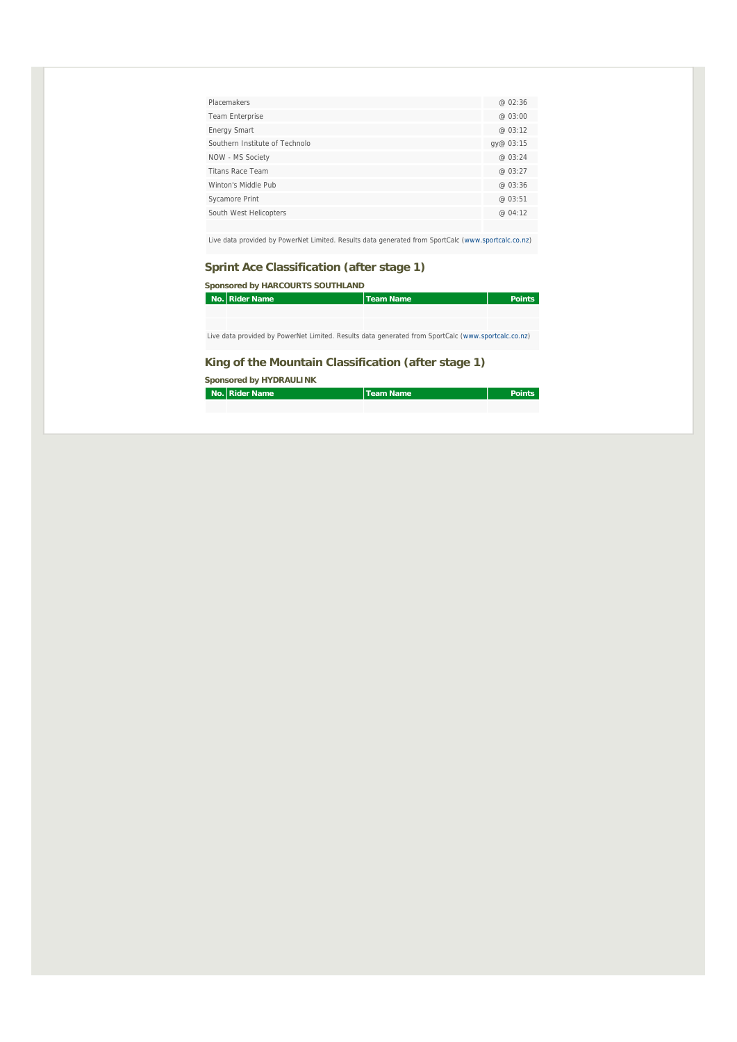| | |
|---|---|
| Placemakers | @ 02:36 |
| Team Enterprise | @ 03:00 |
| Energy Smart | @ 03:12 |
| Southern Institute of Technolo | gy@ 03:15 |
| NOW - MS Society | @ 03:24 |
| Titans Race Team | @ 03:27 |
| Winton's Middle Pub | @ 03:36 |
| Sycamore Print | @ 03:51 |
| South West Helicopters | @ 04:12 |
| | |

Live data provided by PowerNet Limited. Results data generated from SportCalc (www.sportcalc.co.nz)

## Sprint Ace Classification (after stage 1)

**Sponsored by HARCOURTS SOUTHLAND**

| No. | Rider Name | Team Name | Points |
|---|---|---|---|
| | | | |
| | | | |

Live data provided by PowerNet Limited. Results data generated from SportCalc (www.sportcalc.co.nz)

## King of the Mountain Classification (after stage 1)

**Sponsored by HYDRAULINK**

| No. | Rider Name | Team Name | Points |
|---|---|---|---|
| | | | |